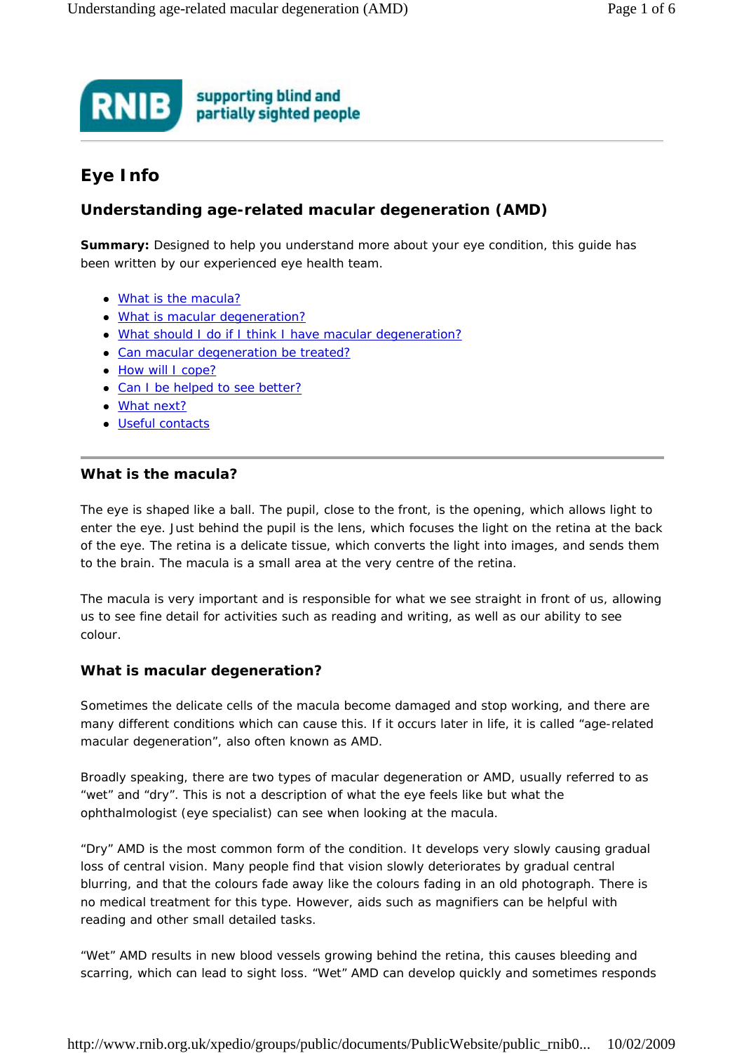RNIB supporting blind and partially sighted people

# Eye Info

## Understanding age-related macular degeneration (AMD)

**Summary:** Designed to help you understand more about your eye condition, this guide has been written by our experienced eye health team.

- What is the macula?
- What is macular degeneration?
- What should I do if I think I have macular degeneration?
- Can macular degeneration be treated?
- How will I cope?
- Can I be helped to see better?
- What next?
- Useful contacts

---

### What is the macula?

The eye is shaped like a ball. The pupil, close to the front, is the opening, which allows light to enter the eye. Just behind the pupil is the lens, which focuses the light on the retina at the back of the eye. The retina is a delicate tissue, which converts the light into images, and sends them to the brain. The macula is a small area at the very centre of the retina.

The macula is very important and is responsible for what we see straight in front of us, allowing us to see fine detail for activities such as reading and writing, as well as our ability to see colour.

### What is macular degeneration?

Sometimes the delicate cells of the macula become damaged and stop working, and there are many different conditions which can cause this. If it occurs later in life, it is called "age-related macular degeneration", also often known as AMD.

Broadly speaking, there are two types of macular degeneration or AMD, usually referred to as "wet" and "dry". This is not a description of what the eye feels like but what the ophthalmologist (eye specialist) can see when looking at the macula.

"Dry" AMD is the most common form of the condition. It develops very slowly causing gradual loss of central vision. Many people find that vision slowly deteriorates by gradual central blurring, and that the colours fade away like the colours fading in an old photograph. There is no medical treatment for this type. However, aids such as magnifiers can be helpful with reading and other small detailed tasks.

"Wet" AMD results in new blood vessels growing behind the retina, this causes bleeding and scarring, which can lead to sight loss. "Wet" AMD can develop quickly and sometimes responds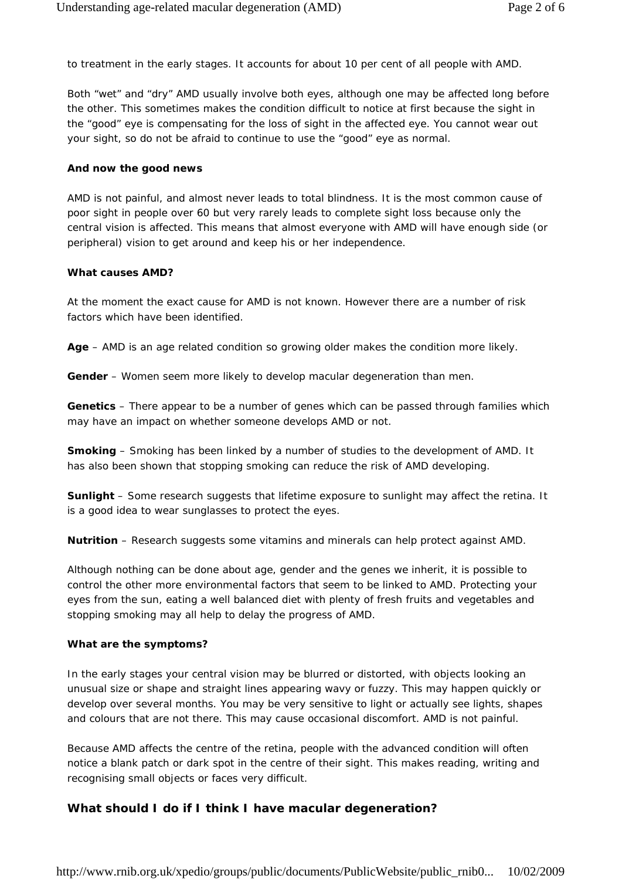to treatment in the early stages. It accounts for about 10 per cent of all people with AMD.

Both “wet” and “dry” AMD usually involve both eyes, although one may be affected long before the other. This sometimes makes the condition difficult to notice at first because the sight in the “good” eye is compensating for the loss of sight in the affected eye. You cannot wear out your sight, so do not be afraid to continue to use the “good” eye as normal.

**And now the good news**

AMD is not painful, and almost never leads to total blindness. It is the most common cause of poor sight in people over 60 but very rarely leads to complete sight loss because only the central vision is affected. This means that almost everyone with AMD will have enough side (or peripheral) vision to get around and keep his or her independence.

**What causes AMD?**

At the moment the exact cause for AMD is not known. However there are a number of risk factors which have been identified.

**Age** – AMD is an age related condition so growing older makes the condition more likely.

**Gender** – Women seem more likely to develop macular degeneration than men.

**Genetics** – There appear to be a number of genes which can be passed through families which may have an impact on whether someone develops AMD or not.

**Smoking** – Smoking has been linked by a number of studies to the development of AMD. It has also been shown that stopping smoking can reduce the risk of AMD developing.

**Sunlight** – Some research suggests that lifetime exposure to sunlight may affect the retina. It is a good idea to wear sunglasses to protect the eyes.

**Nutrition** – Research suggests some vitamins and minerals can help protect against AMD.

Although nothing can be done about age, gender and the genes we inherit, it is possible to control the other more environmental factors that seem to be linked to AMD. Protecting your eyes from the sun, eating a well balanced diet with plenty of fresh fruits and vegetables and stopping smoking may all help to delay the progress of AMD.

**What are the symptoms?**

In the early stages your central vision may be blurred or distorted, with objects looking an unusual size or shape and straight lines appearing wavy or fuzzy. This may happen quickly or develop over several months. You may be very sensitive to light or actually see lights, shapes and colours that are not there. This may cause occasional discomfort. AMD is not painful.

Because AMD affects the centre of the retina, people with the advanced condition will often notice a blank patch or dark spot in the centre of their sight. This makes reading, writing and recognising small objects or faces very difficult.

## What should I do if I think I have macular degeneration?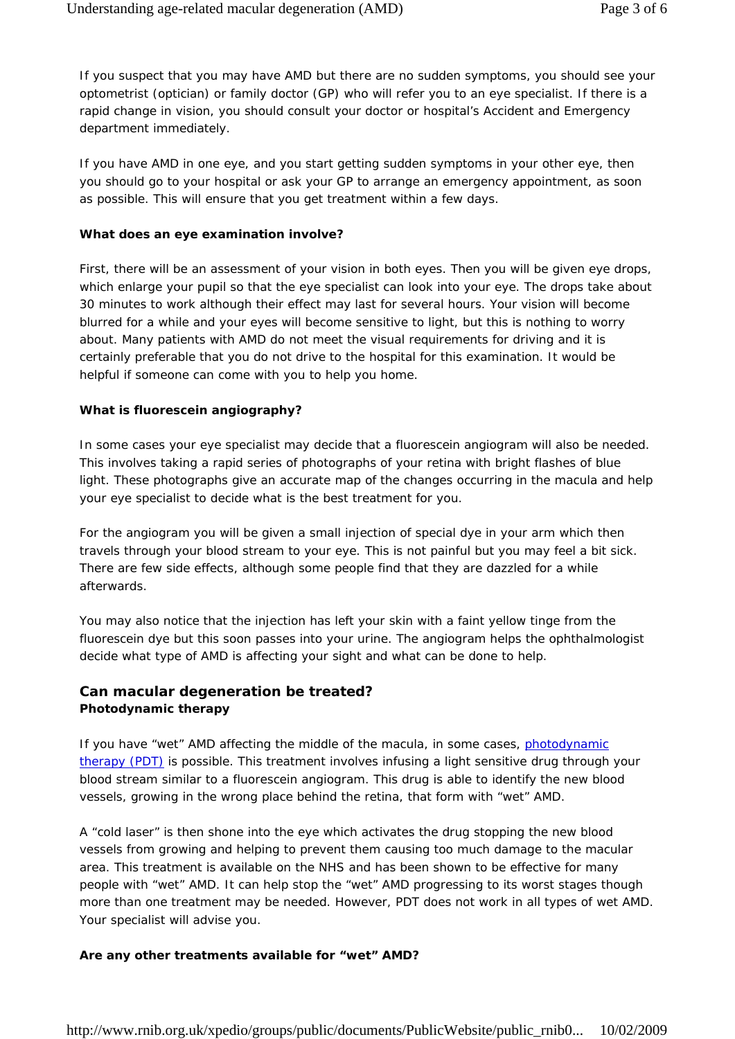If you suspect that you may have AMD but there are no sudden symptoms, you should see your optometrist (optician) or family doctor (GP) who will refer you to an eye specialist. If there is a rapid change in vision, you should consult your doctor or hospital's Accident and Emergency department immediately.

If you have AMD in one eye, and you start getting sudden symptoms in your other eye, then you should go to your hospital or ask your GP to arrange an emergency appointment, as soon as possible. This will ensure that you get treatment within a few days.

**What does an eye examination involve?**

First, there will be an assessment of your vision in both eyes. Then you will be given eye drops, which enlarge your pupil so that the eye specialist can look into your eye. The drops take about 30 minutes to work although their effect may last for several hours. Your vision will become blurred for a while and your eyes will become sensitive to light, but this is nothing to worry about. Many patients with AMD do not meet the visual requirements for driving and it is certainly preferable that you do not drive to the hospital for this examination. It would be helpful if someone can come with you to help you home.

**What is fluorescein angiography?**

In some cases your eye specialist may decide that a fluorescein angiogram will also be needed. This involves taking a rapid series of photographs of your retina with bright flashes of blue light. These photographs give an accurate map of the changes occurring in the macula and help your eye specialist to decide what is the best treatment for you.

For the angiogram you will be given a small injection of special dye in your arm which then travels through your blood stream to your eye. This is not painful but you may feel a bit sick. There are few side effects, although some people find that they are dazzled for a while afterwards.

You may also notice that the injection has left your skin with a faint yellow tinge from the fluorescein dye but this soon passes into your urine. The angiogram helps the ophthalmologist decide what type of AMD is affecting your sight and what can be done to help.

## Can macular degeneration be treated?

**Photodynamic therapy**

If you have "wet" AMD affecting the middle of the macula, in some cases, photodynamic therapy (PDT) is possible. This treatment involves infusing a light sensitive drug through your blood stream similar to a fluorescein angiogram. This drug is able to identify the new blood vessels, growing in the wrong place behind the retina, that form with "wet" AMD.

A "cold laser" is then shone into the eye which activates the drug stopping the new blood vessels from growing and helping to prevent them causing too much damage to the macular area. This treatment is available on the NHS and has been shown to be effective for many people with "wet" AMD. It can help stop the "wet" AMD progressing to its worst stages though more than one treatment may be needed. However, PDT does not work in all types of wet AMD. Your specialist will advise you.

**Are any other treatments available for "wet" AMD?**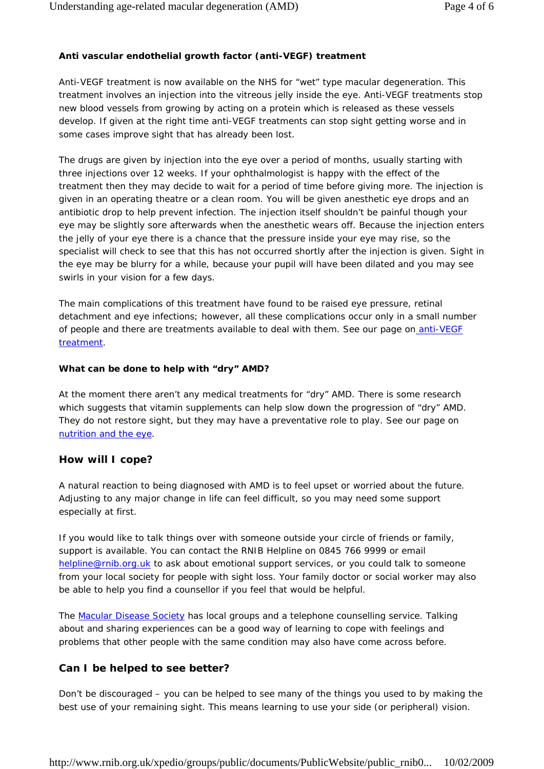### Anti vascular endothelial growth factor (anti-VEGF) treatment

Anti-VEGF treatment is now available on the NHS for “wet” type macular degeneration. This treatment involves an injection into the vitreous jelly inside the eye. Anti-VEGF treatments stop new blood vessels from growing by acting on a protein which is released as these vessels develop. If given at the right time anti-VEGF treatments can stop sight getting worse and in some cases improve sight that has already been lost.

The drugs are given by injection into the eye over a period of months, usually starting with three injections over 12 weeks. If your ophthalmologist is happy with the effect of the treatment then they may decide to wait for a period of time before giving more. The injection is given in an operating theatre or a clean room. You will be given anesthetic eye drops and an antibiotic drop to help prevent infection. The injection itself shouldn’t be painful though your eye may be slightly sore afterwards when the anesthetic wears off. Because the injection enters the jelly of your eye there is a chance that the pressure inside your eye may rise, so the specialist will check to see that this has not occurred shortly after the injection is given. Sight in the eye may be blurry for a while, because your pupil will have been dilated and you may see swirls in your vision for a few days.

The main complications of this treatment have found to be raised eye pressure, retinal detachment and eye infections; however, all these complications occur only in a small number of people and there are treatments available to deal with them. See our page on anti-VEGF treatment.

### What can be done to help with “dry” AMD?

At the moment there aren’t any medical treatments for “dry” AMD. There is some research which suggests that vitamin supplements can help slow down the progression of “dry” AMD. They do not restore sight, but they may have a preventative role to play. See our page on nutrition and the eye.

## How will I cope?

A natural reaction to being diagnosed with AMD is to feel upset or worried about the future. Adjusting to any major change in life can feel difficult, so you may need some support especially at first.

If you would like to talk things over with someone outside your circle of friends or family, support is available. You can contact the RNIB Helpline on 0845 766 9999 or email helpline@rnib.org.uk to ask about emotional support services, or you could talk to someone from your local society for people with sight loss. Your family doctor or social worker may also be able to help you find a counsellor if you feel that would be helpful.

The Macular Disease Society has local groups and a telephone counselling service. Talking about and sharing experiences can be a good way of learning to cope with feelings and problems that other people with the same condition may also have come across before.

## Can I be helped to see better?

Don’t be discouraged – you can be helped to see many of the things you used to by making the best use of your remaining sight. This means learning to use your side (or peripheral) vision.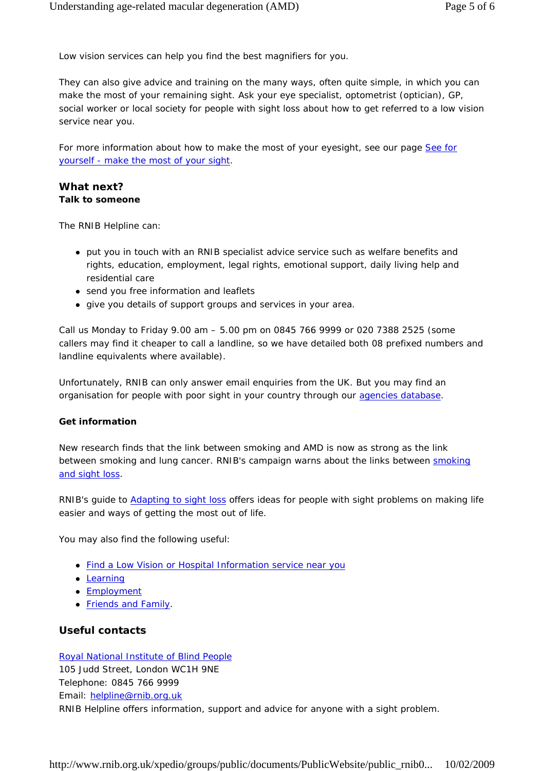Low vision services can help you find the best magnifiers for you.

They can also give advice and training on the many ways, often quite simple, in which you can make the most of your remaining sight. Ask your eye specialist, optometrist (optician), GP, social worker or local society for people with sight loss about how to get referred to a low vision service near you.

For more information about how to make the most of your eyesight, see our page [See for yourself - make the most of your sight].

## What next?

### Talk to someone

The RNIB Helpline can:

- put you in touch with an RNIB specialist advice service such as welfare benefits and rights, education, employment, legal rights, emotional support, daily living help and residential care
- send you free information and leaflets
- give you details of support groups and services in your area.

Call us Monday to Friday 9.00 am – 5.00 pm on 0845 766 9999 or 020 7388 2525 (some callers may find it cheaper to call a landline, so we have detailed both 08 prefixed numbers and landline equivalents where available).

Unfortunately, RNIB can only answer email enquiries from the UK. But you may find an organisation for people with poor sight in your country through our [agencies database].

### Get information

New research finds that the link between smoking and AMD is now as strong as the link between smoking and lung cancer. RNIB's campaign warns about the links between [smoking and sight loss].

RNIB's guide to [Adapting to sight loss] offers ideas for people with sight problems on making life easier and ways of getting the most out of life.

You may also find the following useful:

- [Find a Low Vision or Hospital Information service near you]
- [Learning]
- [Employment]
- [Friends and Family].

## Useful contacts

[Royal National Institute of Blind People]
105 Judd Street, London WC1H 9NE
Telephone: 0845 766 9999
Email: helpline@rnib.org.uk
RNIB Helpline offers information, support and advice for anyone with a sight problem.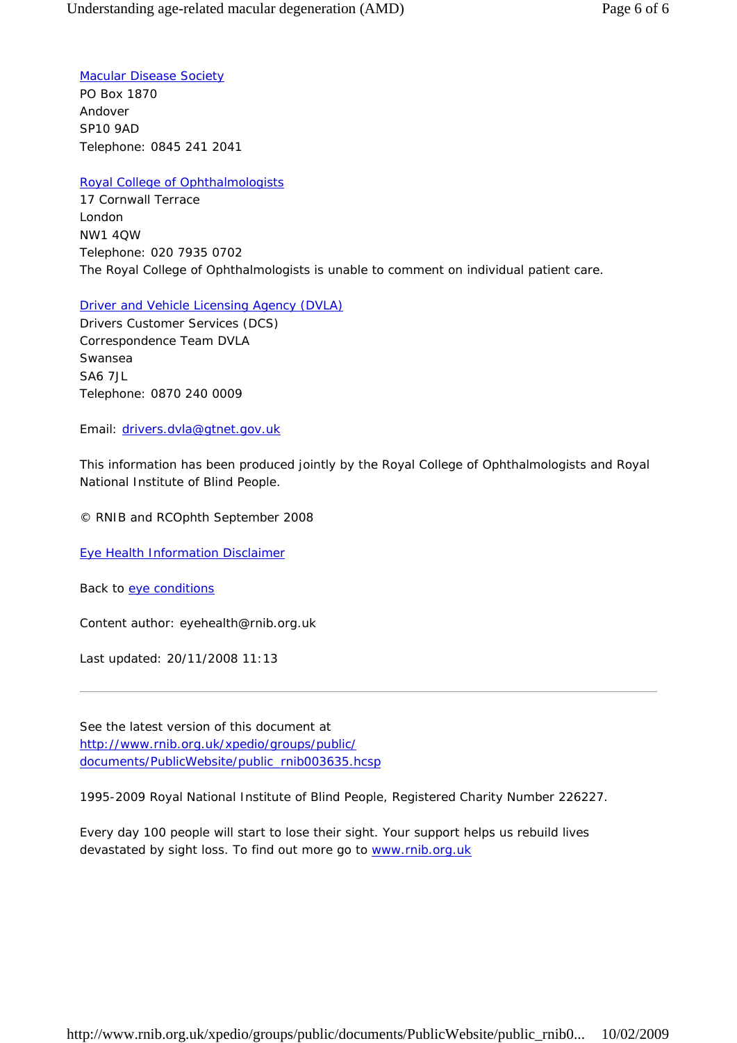Macular Disease Society
PO Box 1870
Andover
SP10 9AD
Telephone: 0845 241 2041

Royal College of Ophthalmologists
17 Cornwall Terrace
London
NW1 4QW
Telephone: 020 7935 0702
The Royal College of Ophthalmologists is unable to comment on individual patient care.

Driver and Vehicle Licensing Agency (DVLA)
Drivers Customer Services (DCS)
Correspondence Team DVLA
Swansea
SA6 7JL
Telephone: 0870 240 0009

Email: drivers.dvla@gtnet.gov.uk

This information has been produced jointly by the Royal College of Ophthalmologists and Royal National Institute of Blind People.

© RNIB and RCOphth September 2008

Eye Health Information Disclaimer

Back to eye conditions

Content author: eyehealth@rnib.org.uk

Last updated: 20/11/2008 11:13

---

See the latest version of this document at http://www.rnib.org.uk/xpedio/groups/public/documents/PublicWebsite/public_rnib003635.hcsp

1995-2009 Royal National Institute of Blind People, Registered Charity Number 226227.

Every day 100 people will start to lose their sight. Your support helps us rebuild lives devastated by sight loss. To find out more go to www.rnib.org.uk